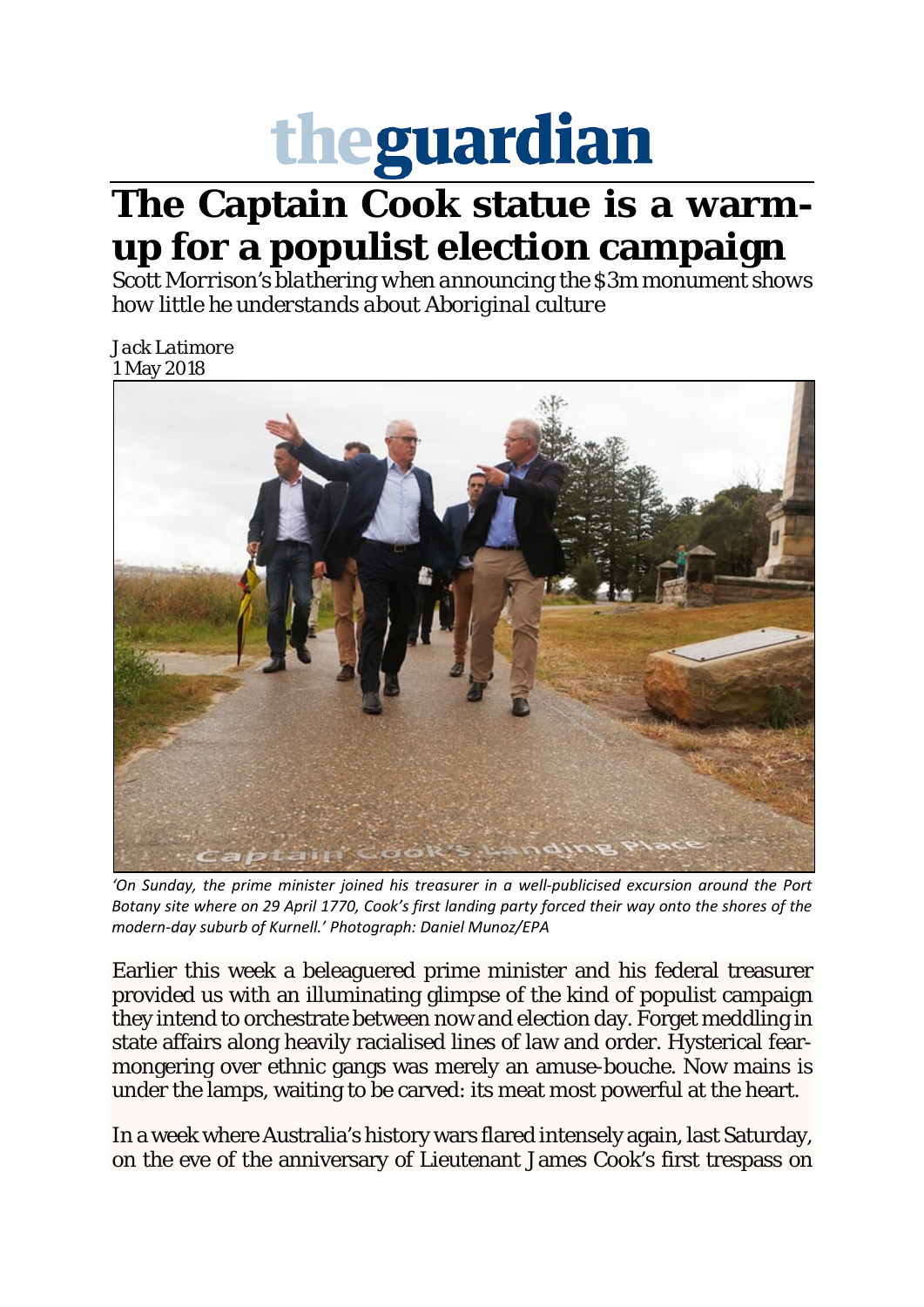# theguardian

# The Captain Cook statue is a warm-up for a populist election campaign

*Scott Morrison's blathering when announcing the $3m monument shows how little he understands about Aboriginal culture*

*Jack Latimore*
*1 May 2018*

*'On Sunday, the prime minister joined his treasurer in a well-publicised excursion around the Port Botany site where on 29 April 1770, Cook's first landing party forced their way onto the shores of the modern-day suburb of Kurnell.' Photograph: Daniel Munoz/EPA*

Earlier this week a beleaguered prime minister and his federal treasurer provided us with an illuminating glimpse of the kind of populist campaign they intend to orchestrate between now and election day. Forget meddling in state affairs along heavily racialised lines of law and order. Hysterical fear-mongering over ethnic gangs was merely an amuse-bouche. Now mains is under the lamps, waiting to be carved: its meat most powerful at the heart.

In a week where Australia's history wars flared intensely again, last Saturday, on the eve of the anniversary of Lieutenant James Cook's first trespass on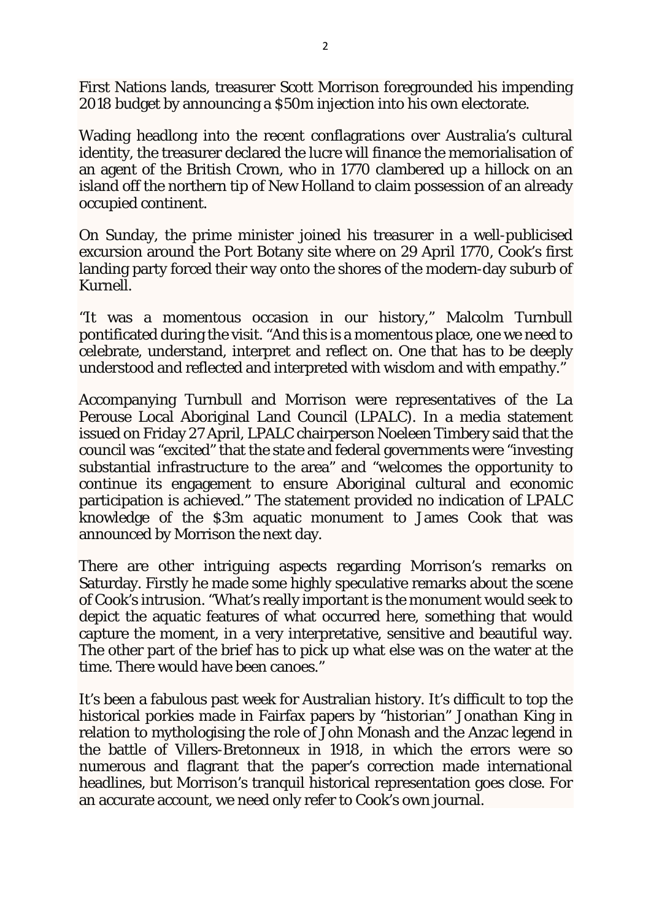First Nations lands, treasurer Scott Morrison foregrounded his impending 2018 budget by announcing a $50m injection into his own electorate.

Wading headlong into the recent conflagrations over Australia's cultural identity, the treasurer declared the lucre will finance the memorialisation of an agent of the British Crown, who in 1770 clambered up a hillock on an island off the northern tip of New Holland to claim possession of an already occupied continent.

On Sunday, the prime minister joined his treasurer in a well-publicised excursion around the Port Botany site where on 29 April 1770, Cook's first landing party forced their way onto the shores of the modern-day suburb of Kurnell.

"It was a momentous occasion in our history," Malcolm Turnbull pontificated during the visit. "And this is a momentous place, one we need to celebrate, understand, interpret and reflect on. One that has to be deeply understood and reflected and interpreted with wisdom and with empathy."

Accompanying Turnbull and Morrison were representatives of the La Perouse Local Aboriginal Land Council (LPALC). In a media statement issued on Friday 27 April, LPALC chairperson Noeleen Timbery said that the council was "excited" that the state and federal governments were "investing substantial infrastructure to the area" and "welcomes the opportunity to continue its engagement to ensure Aboriginal cultural and economic participation is achieved." The statement provided no indication of LPALC knowledge of the $3m aquatic monument to James Cook that was announced by Morrison the next day.

There are other intriguing aspects regarding Morrison's remarks on Saturday. Firstly he made some highly speculative remarks about the scene of Cook's intrusion. "What's really important is the monument would seek to depict the aquatic features of what occurred here, something that would capture the moment, in a very interpretative, sensitive and beautiful way. The other part of the brief has to pick up what else was on the water at the time. There would have been canoes."

It's been a fabulous past week for Australian history. It's difficult to top the historical porkies made in Fairfax papers by "historian" Jonathan King in relation to mythologising the role of John Monash and the Anzac legend in the battle of Villers-Bretonneux in 1918, in which the errors were so numerous and flagrant that the paper's correction made international headlines, but Morrison's tranquil historical representation goes close. For an accurate account, we need only refer to Cook's own journal.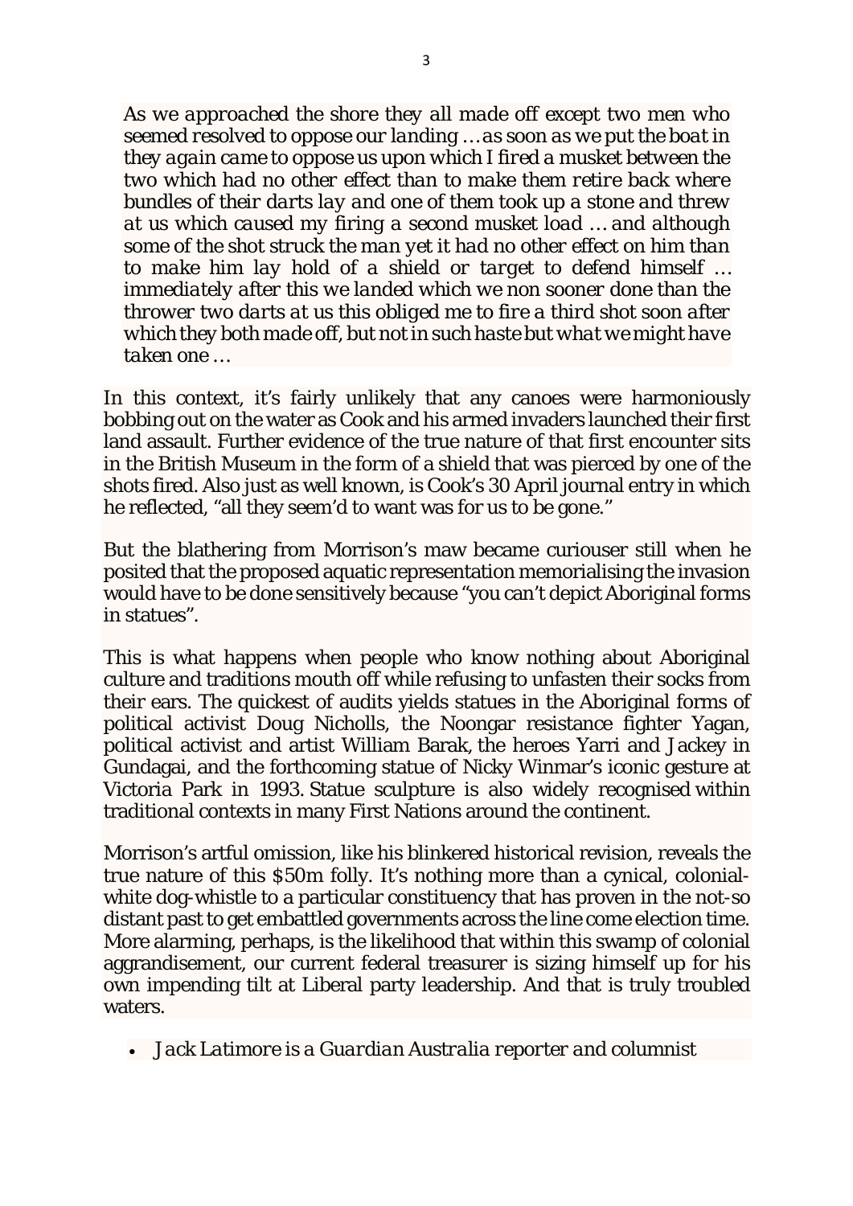*As we approached the shore they all made off except two men who seemed resolved to oppose our landing … as soon as we put the boat in they again came to oppose us upon which I fired a musket between the two which had no other effect than to make them retire back where bundles of their darts lay and one of them took up a stone and threw at us which caused my firing a second musket load … and although some of the shot struck the man yet it had no other effect on him than to make him lay hold of a shield or target to defend himself … immediately after this we landed which we non sooner done than the thrower two darts at us this obliged me to fire a third shot soon after which they both made off, but not in such haste but what we might have taken one …*

In this context, it's fairly unlikely that any canoes were harmoniously bobbing out on the water as Cook and his armed invaders launched their first land assault. Further evidence of the true nature of that first encounter sits in the British Museum in the form of a shield that was pierced by one of the shots fired. Also just as well known, is Cook's 30 April journal entry in which he reflected, "all they seem'd to want was for us to be gone."

But the blathering from Morrison's maw became curiouser still when he posited that the proposed aquatic representation memorialising the invasion would have to be done sensitively because "you can't depict Aboriginal forms in statues".

This is what happens when people who know nothing about Aboriginal culture and traditions mouth off while refusing to unfasten their socks from their ears. The quickest of audits yields statues in the Aboriginal forms of political activist Doug Nicholls, the Noongar resistance fighter Yagan, political activist and artist William Barak, the heroes Yarri and Jackey in Gundagai, and the forthcoming statue of Nicky Winmar's iconic gesture at Victoria Park in 1993. Statue sculpture is also widely recognised within traditional contexts in many First Nations around the continent.

Morrison's artful omission, like his blinkered historical revision, reveals the true nature of this $50m folly. It's nothing more than a cynical, colonial-white dog-whistle to a particular constituency that has proven in the not-so distant past to get embattled governments across the line come election time. More alarming, perhaps, is the likelihood that within this swamp of colonial aggrandisement, our current federal treasurer is sizing himself up for his own impending tilt at Liberal party leadership. And that is truly troubled waters.

- *Jack Latimore is a Guardian Australia reporter and columnist*